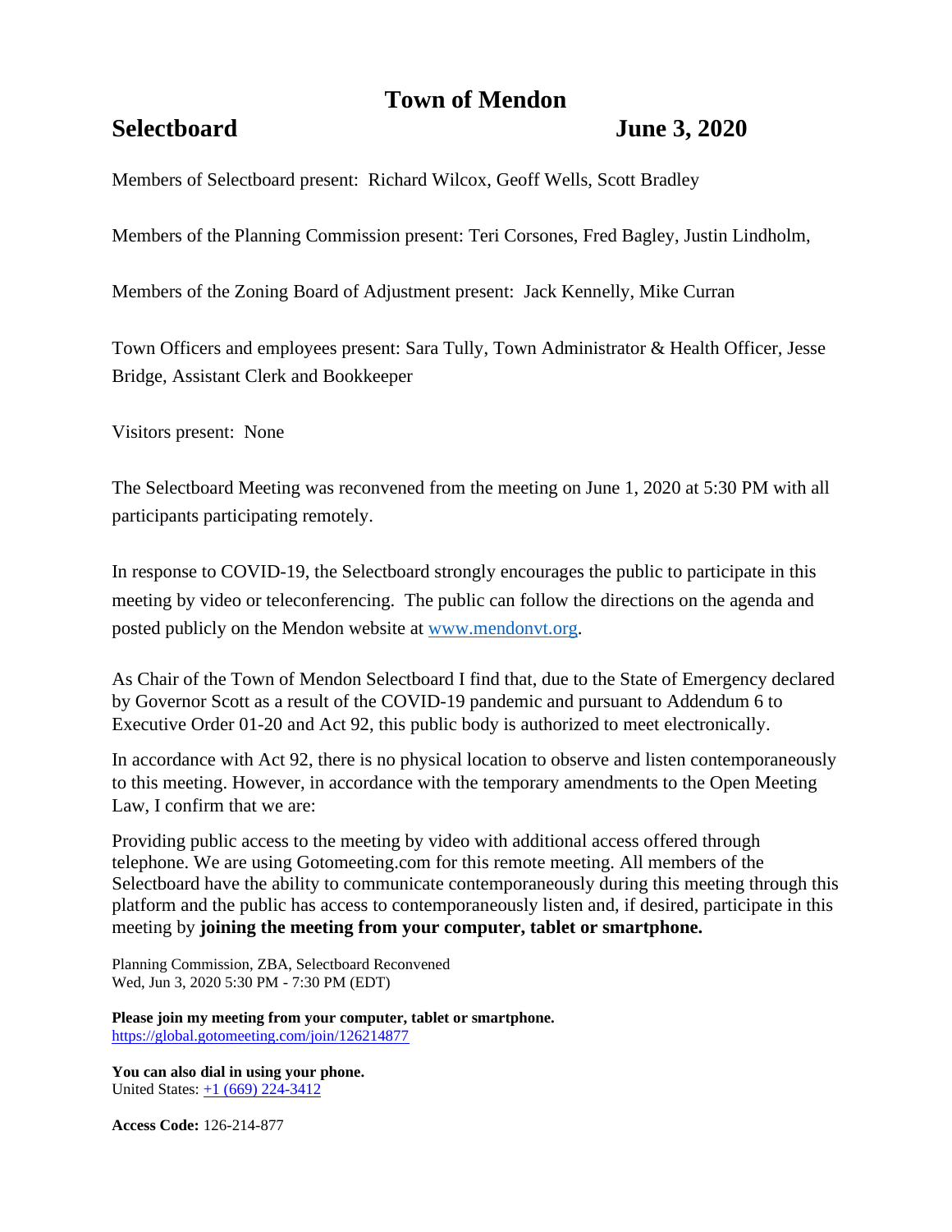# Town of Mendon

## Selectboard June 3, 2020

Members of Selectboard present: Richard Wilcox, Geoff Wells, Scott Bradley

Members of the Planning Commission present: Teri Corsones, Fred Bagley, Justin Lindholm,

Members of the Zoning Board of Adjustment present: Jack Kennelly, Mike Curran

Town Officers and employees present: Sara Tully, Town Administrator & Health Officer, Jesse Bridge, Assistant Clerk and Bookkeeper

Visitors present: None

The Selectboard Meeting was reconvened from the meeting on June 1, 2020 at 5:30 PM with all participants participating remotely.

In response to COVID-19, the Selectboard strongly encourages the public to participate in this meeting by video or teleconferencing. The public can follow the directions on the agenda and posted publicly on the Mendon website at [www.mendonvt.org](http://www.mendonvt.org).

As Chair of the Town of Mendon Selectboard I find that, due to the State of Emergency declared by Governor Scott as a result of the COVID-19 pandemic and pursuant to Addendum 6 to Executive Order 01-20 and Act 92, this public body is authorized to meet electronically.

In accordance with Act 92, there is no physical location to observe and listen contemporaneously to this meeting. However, in accordance with the temporary amendments to the Open Meeting Law, I confirm that we are:

Providing public access to the meeting by video with additional access offered through telephone. We are using Gotomeeting.com for this remote meeting. All members of the Selectboard have the ability to communicate contemporaneously during this meeting through this platform and the public has access to contemporaneously listen and, if desired, participate in this meeting by **joining the meeting from your computer, tablet or smartphone.**

Planning Commission, ZBA, Selectboard Reconvened
Wed, Jun 3, 2020 5:30 PM - 7:30 PM (EDT)

**Please join my meeting from your computer, tablet or smartphone.**
[https://global.gotomeeting.com/join/126214877](https://global.gotomeeting.com/join/126214877)

**You can also dial in using your phone.**
United States: +1 (669) 224-3412

**Access Code:** 126-214-877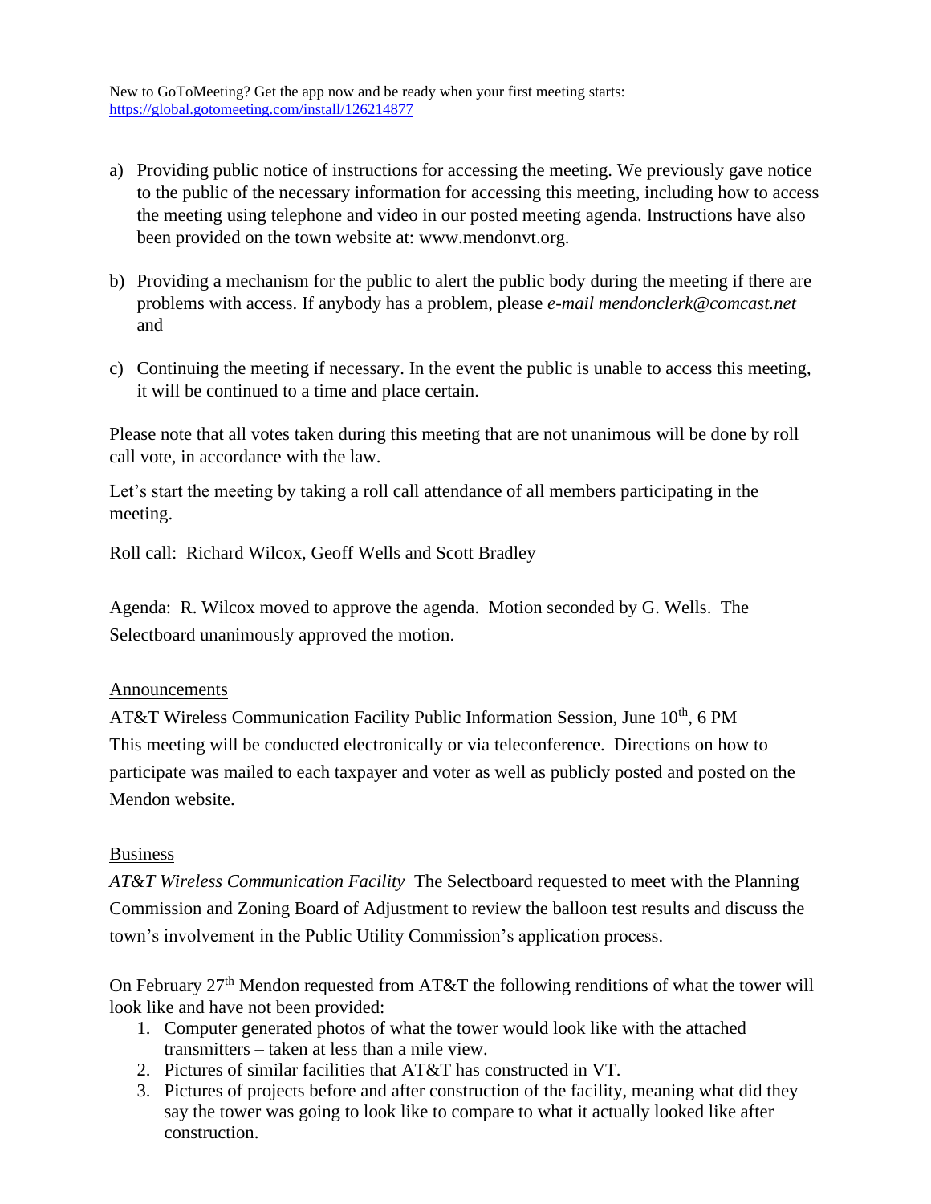New to GoToMeeting? Get the app now and be ready when your first meeting starts: https://global.gotomeeting.com/install/126214877

a) Providing public notice of instructions for accessing the meeting. We previously gave notice to the public of the necessary information for accessing this meeting, including how to access the meeting using telephone and video in our posted meeting agenda. Instructions have also been provided on the town website at: www.mendonvt.org.

b) Providing a mechanism for the public to alert the public body during the meeting if there are problems with access. If anybody has a problem, please *e-mail mendonclerk@comcast.net* and

c) Continuing the meeting if necessary. In the event the public is unable to access this meeting, it will be continued to a time and place certain.

Please note that all votes taken during this meeting that are not unanimous will be done by roll call vote, in accordance with the law.

Let's start the meeting by taking a roll call attendance of all members participating in the meeting.

Roll call: Richard Wilcox, Geoff Wells and Scott Bradley

Agenda: R. Wilcox moved to approve the agenda. Motion seconded by G. Wells. The Selectboard unanimously approved the motion.

## Announcements

AT&T Wireless Communication Facility Public Information Session, June 10th, 6 PM
This meeting will be conducted electronically or via teleconference. Directions on how to participate was mailed to each taxpayer and voter as well as publicly posted and posted on the Mendon website.

## Business

*AT&T Wireless Communication Facility* The Selectboard requested to meet with the Planning Commission and Zoning Board of Adjustment to review the balloon test results and discuss the town's involvement in the Public Utility Commission's application process.

On February 27th Mendon requested from AT&T the following renditions of what the tower will look like and have not been provided:

1. Computer generated photos of what the tower would look like with the attached transmitters – taken at less than a mile view.
2. Pictures of similar facilities that AT&T has constructed in VT.
3. Pictures of projects before and after construction of the facility, meaning what did they say the tower was going to look like to compare to what it actually looked like after construction.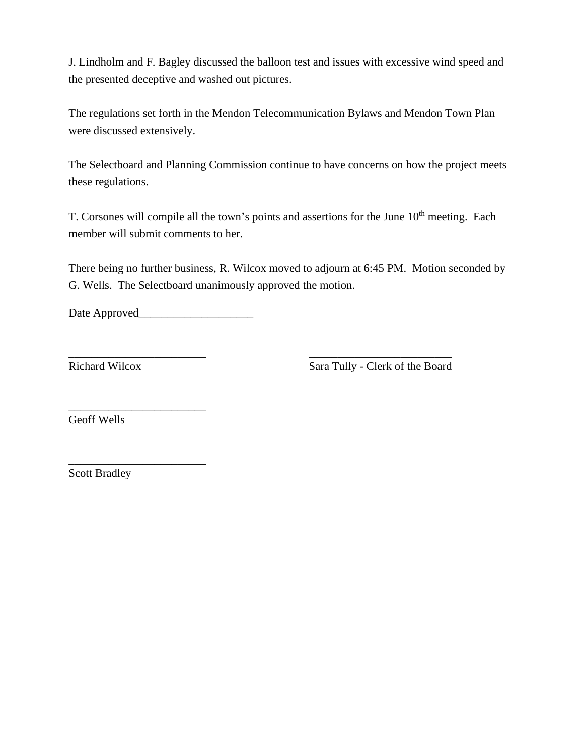J. Lindholm and F. Bagley discussed the balloon test and issues with excessive wind speed and the presented deceptive and washed out pictures.

The regulations set forth in the Mendon Telecommunication Bylaws and Mendon Town Plan were discussed extensively.

The Selectboard and Planning Commission continue to have concerns on how the project meets these regulations.

T. Corsones will compile all the town's points and assertions for the June 10th meeting. Each member will submit comments to her.

There being no further business, R. Wilcox moved to adjourn at 6:45 PM. Motion seconded by G. Wells. The Selectboard unanimously approved the motion.

Date Approved____________________

________________________
Richard Wilcox

________________________
Sara Tully - Clerk of the Board

________________________
Geoff Wells

________________________
Scott Bradley